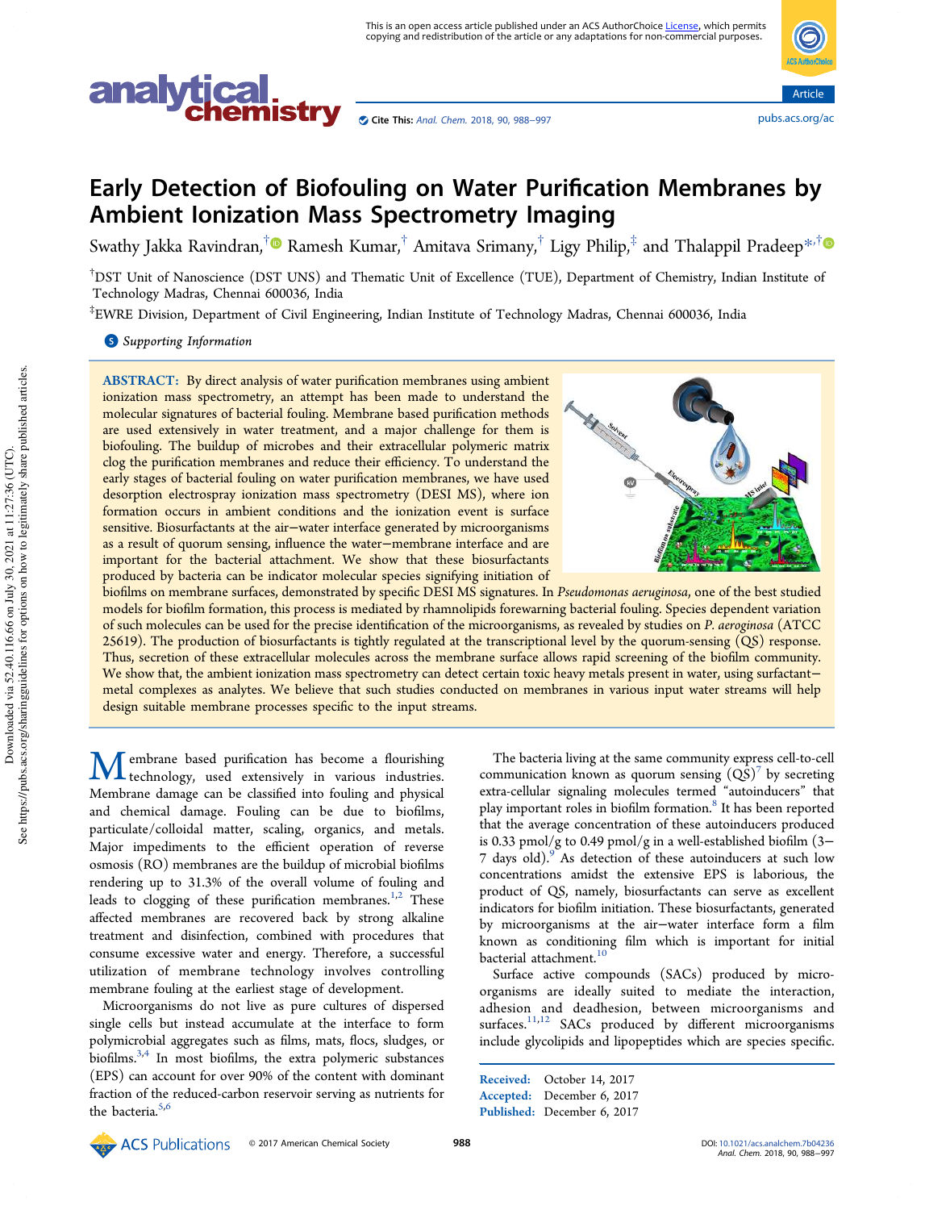# Early Detection of Biofouling on Water Purification Membranes by Ambient Ionization Mass Spectrometry Imaging

Swathy Jakka Ravindran,[†] Ramesh Kumar,[†] Amitava Srimany,[†] Ligy Philip,[‡] and Thalappil Pradeep*[,†]

[†]DST Unit of Nanoscience (DST UNS) and Thematic Unit of Excellence (TUE), Department of Chemistry, Indian Institute of Technology Madras, Chennai 600036, India

[‡]EWRE Division, Department of Civil Engineering, Indian Institute of Technology Madras, Chennai 600036, India

**Supporting Information**

**ABSTRACT:** By direct analysis of water purification membranes using ambient ionization mass spectrometry, an attempt has been made to understand the molecular signatures of bacterial fouling. Membrane based purification methods are used extensively in water treatment, and a major challenge for them is biofouling. The buildup of microbes and their extracellular polymeric matrix clog the purification membranes and reduce their efficiency. To understand the early stages of bacterial fouling on water purification membranes, we have used desorption electrospray ionization mass spectrometry (DESI MS), where ion formation occurs in ambient conditions and the ionization event is surface sensitive. Biosurfactants at the air−water interface generated by microorganisms as a result of quorum sensing, influence the water−membrane interface and are important for the bacterial attachment. We show that these biosurfactants produced by bacteria can be indicator molecular species signifying initiation of biofilms on membrane surfaces, demonstrated by specific DESI MS signatures. In *Pseudomonas aeruginosa*, one of the best studied models for biofilm formation, this process is mediated by rhamnolipids forewarning bacterial fouling. Species dependent variation of such molecules can be used for the precise identification of the microorganisms, as revealed by studies on *P. aerogino*sa (ATCC 25619). The production of biosurfactants is tightly regulated at the transcriptional level by the quorum-sensing (QS) response. Thus, secretion of these extracellular molecules across the membrane surface allows rapid screening of the biofilm community. We show that, the ambient ionization mass spectrometry can detect certain toxic heavy metals present in water, using surfactant−metal complexes as analytes. We believe that such studies conducted on membranes in various input water streams will help design suitable membrane processes specific to the input streams.

Membrane based purification has become a flourishing technology, used extensively in various industries. Membrane damage can be classified into fouling and physical and chemical damage. Fouling can be due to biofilms, particulate/colloidal matter, scaling, organics, and metals. Major impediments to the efficient operation of reverse osmosis (RO) membranes are the buildup of microbial biofilms rendering up to 31.3% of the overall volume of fouling and leads to clogging of these purification membranes.[1,2] These affected membranes are recovered back by strong alkaline treatment and disinfection, combined with procedures that consume excessive water and energy. Therefore, a successful utilization of membrane technology involves controlling membrane fouling at the earliest stage of development.

Microorganisms do not live as pure cultures of dispersed single cells but instead accumulate at the interface to form polymicrobial aggregates such as films, mats, flocs, sludges, or biofilms.[3,4] In most biofilms, the extra polymeric substances (EPS) can account for over 90% of the content with dominant fraction of the reduced-carbon reservoir serving as nutrients for the bacteria.[5,6]

The bacteria living at the same community express cell-to-cell communication known as quorum sensing (QS)[7] by secreting extra-cellular signaling molecules termed "autoinducers" that play important roles in biofilm formation.[8] It has been reported that the average concentration of these autoinducers produced is 0.33 pmol/g to 0.49 pmol/g in a well-established biofilm (3−7 days old).[9] As detection of these autoinducers at such low concentrations amidst the extensive EPS is laborious, the product of QS, namely, biosurfactants can serve as excellent indicators for biofilm initiation. These biosurfactants, generated by microorganisms at the air−water interface form a film known as conditioning film which is important for initial bacterial attachment.[10]

Surface active compounds (SACs) produced by microorganisms are ideally suited to mediate the interaction, adhesion and deadhesion, between microorganisms and surfaces.[11,12] SACs produced by different microorganisms include glycolipids and lipopeptides which are species specific.

Received: October 14, 2017
Accepted: December 6, 2017
Published: December 6, 2017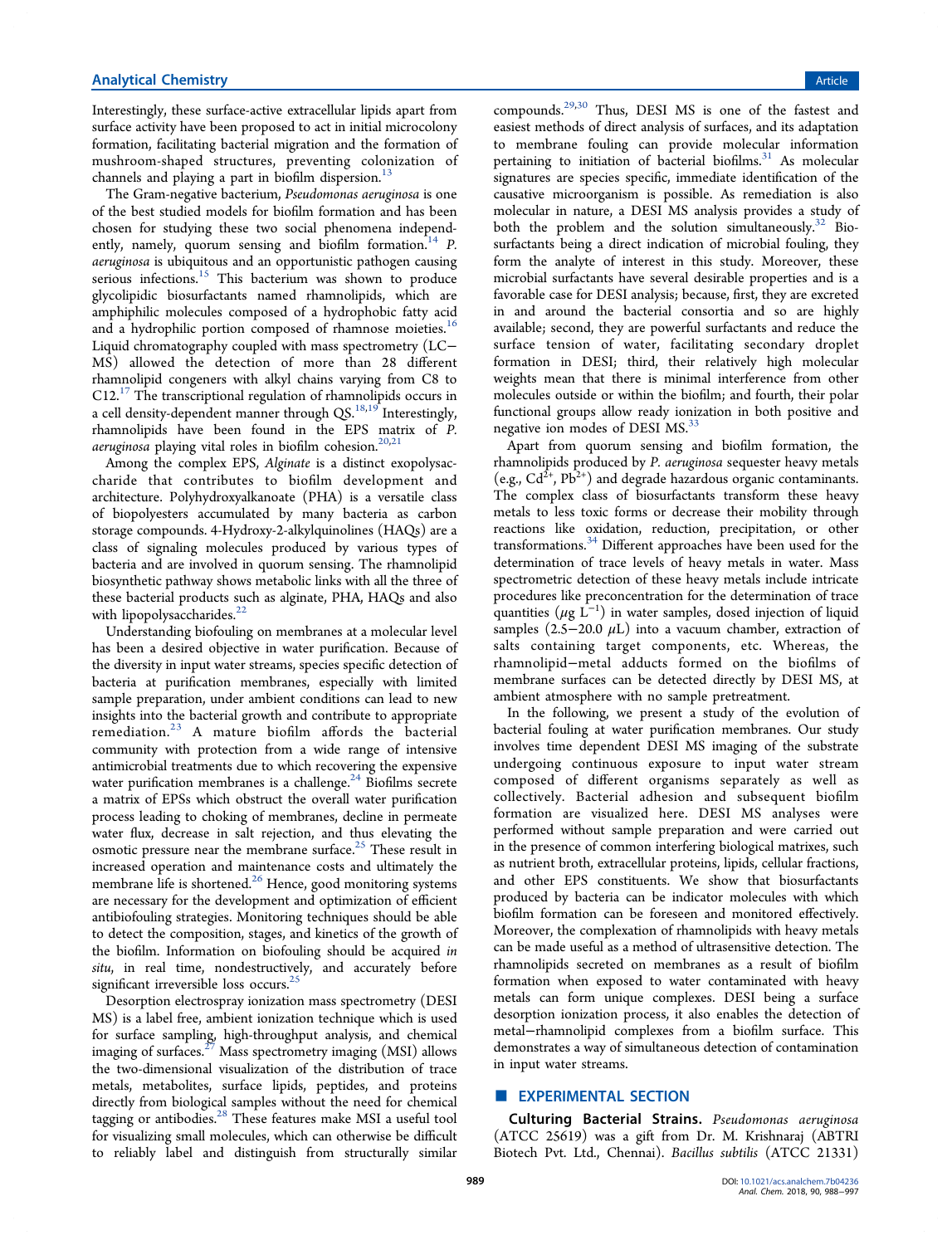Interestingly, these surface-active extracellular lipids apart from surface activity have been proposed to act in initial microcolony formation, facilitating bacterial migration and the formation of mushroom-shaped structures, preventing colonization of channels and playing a part in biofilm dispersion.[13]

The Gram-negative bacterium, *Pseudomonas aeruginosa* is one of the best studied models for biofilm formation and has been chosen for studying these two social phenomena independently, namely, quorum sensing and biofilm formation.[14] *P. aeruginosa* is ubiquitous and an opportunistic pathogen causing serious infections.[15] This bacterium was shown to produce glycolipidic biosurfactants named rhamnolipids, which are amphiphilic molecules composed of a hydrophobic fatty acid and a hydrophilic portion composed of rhamnose moieties.[16] Liquid chromatography coupled with mass spectrometry (LC−MS) allowed the detection of more than 28 different rhamnolipid congeners with alkyl chains varying from C8 to C12.[17] The transcriptional regulation of rhamnolipids occurs in a cell density-dependent manner through QS.[18,19] Interestingly, rhamnolipids have been found in the EPS matrix of *P. aeruginosa* playing vital roles in biofilm cohesion.[20,21]

Among the complex EPS, *Alginate* is a distinct exopolysaccharide that contributes to biofilm development and architecture. Polyhydroxyalkanoate (PHA) is a versatile class of biopolyesters accumulated by many bacteria as carbon storage compounds. 4-Hydroxy-2-alkylquinolines (HAQs) are a class of signaling molecules produced by various types of bacteria and are involved in quorum sensing. The rhamnolipid biosynthetic pathway shows metabolic links with all the three of these bacterial products such as alginate, PHA, HAQs and also with lipopolysaccharides.[22]

Understanding biofouling on membranes at a molecular level has been a desired objective in water purification. Because of the diversity in input water streams, species specific detection of bacteria at purification membranes, especially with limited sample preparation, under ambient conditions can lead to new insights into the bacterial growth and contribute to appropriate remediation.[23] A mature biofilm affords the bacterial community with protection from a wide range of intensive antimicrobial treatments due to which recovering the expensive water purification membranes is a challenge.[24] Biofilms secrete a matrix of EPSs which obstruct the overall water purification process leading to choking of membranes, decline in permeate water flux, decrease in salt rejection, and thus elevating the osmotic pressure near the membrane surface.[25] These result in increased operation and maintenance costs and ultimately the membrane life is shortened.[26] Hence, good monitoring systems are necessary for the development and optimization of efficient antibiofouling strategies. Monitoring techniques should be able to detect the composition, stages, and kinetics of the growth of the biofilm. Information on biofouling should be acquired *in situ*, in real time, nondestructively, and accurately before significant irreversible loss occurs.[25]

Desorption electrospray ionization mass spectrometry (DESI MS) is a label free, ambient ionization technique which is used for surface sampling, high-throughput analysis, and chemical imaging of surfaces.[27] Mass spectrometry imaging (MSI) allows the two-dimensional visualization of the distribution of trace metals, metabolites, surface lipids, peptides, and proteins directly from biological samples without the need for chemical tagging or antibodies.[28] These features make MSI a useful tool for visualizing small molecules, which can otherwise be difficult to reliably label and distinguish from structurally similar compounds.[29,30] Thus, DESI MS is one of the fastest and easiest methods of direct analysis of surfaces, and its adaptation to membrane fouling can provide molecular information pertaining to initiation of bacterial biofilms.[31] As molecular signatures are species specific, immediate identification of the causative microorganism is possible. As remediation is also molecular in nature, a DESI MS analysis provides a study of both the problem and the solution simultaneously.[32] Biosurfactants being a direct indication of microbial fouling, they form the analyte of interest in this study. Moreover, these microbial surfactants have several desirable properties and is a favorable case for DESI analysis; because, first, they are excreted in and around the bacterial consortia and so are highly available; second, they are powerful surfactants and reduce the surface tension of water, facilitating secondary droplet formation in DESI; third, their relatively high molecular weights mean that there is minimal interference from other molecules outside or within the biofilm; and fourth, their polar functional groups allow ready ionization in both positive and negative ion modes of DESI MS.[33]

Apart from quorum sensing and biofilm formation, the rhamnolipids produced by *P. aeruginosa* sequester heavy metals (e.g., $Cd^{2+}$, $Pb^{2+}$) and degrade hazardous organic contaminants. The complex class of biosurfactants transform these heavy metals to less toxic forms or decrease their mobility through reactions like oxidation, reduction, precipitation, or other transformations.[34] Different approaches have been used for the determination of trace levels of heavy metals in water. Mass spectrometric detection of these heavy metals include intricate procedures like preconcentration for the determination of trace quantities ($\mu$g $L^{-1}$) in water samples, dosed injection of liquid samples (2.5−20.0 $\mu$L) into a vacuum chamber, extraction of salts containing target components, etc. Whereas, the rhamnolipid−metal adducts formed on the biofilms of membrane surfaces can be detected directly by DESI MS, at ambient atmosphere with no sample pretreatment.

In the following, we present a study of the evolution of bacterial fouling at water purification membranes. Our study involves time dependent DESI MS imaging of the substrate undergoing continuous exposure to input water stream composed of different organisms separately as well as collectively. Bacterial adhesion and subsequent biofilm formation are visualized here. DESI MS analyses were performed without sample preparation and were carried out in the presence of common interfering biological matrixes, such as nutrient broth, extracellular proteins, lipids, cellular fractions, and other EPS constituents. We show that biosurfactants produced by bacteria can be indicator molecules with which biofilm formation can be foreseen and monitored effectively. Moreover, the complexation of rhamnolipids with heavy metals can be made useful as a method of ultrasensitive detection. The rhamnolipids secreted on membranes as a result of biofilm formation when exposed to water contaminated with heavy metals can form unique complexes. DESI being a surface desorption ionization process, it also enables the detection of metal−rhamnolipid complexes from a biofilm surface. This demonstrates a way of simultaneous detection of contamination in input water streams.

## EXPERIMENTAL SECTION

**Culturing Bacterial Strains.** *Pseudomonas aeruginosa* (ATCC 25619) was a gift from Dr. M. Krishnaraj (ABTRI Biotech Pvt. Ltd., Chennai). *Bacillus subtilis* (ATCC 21331)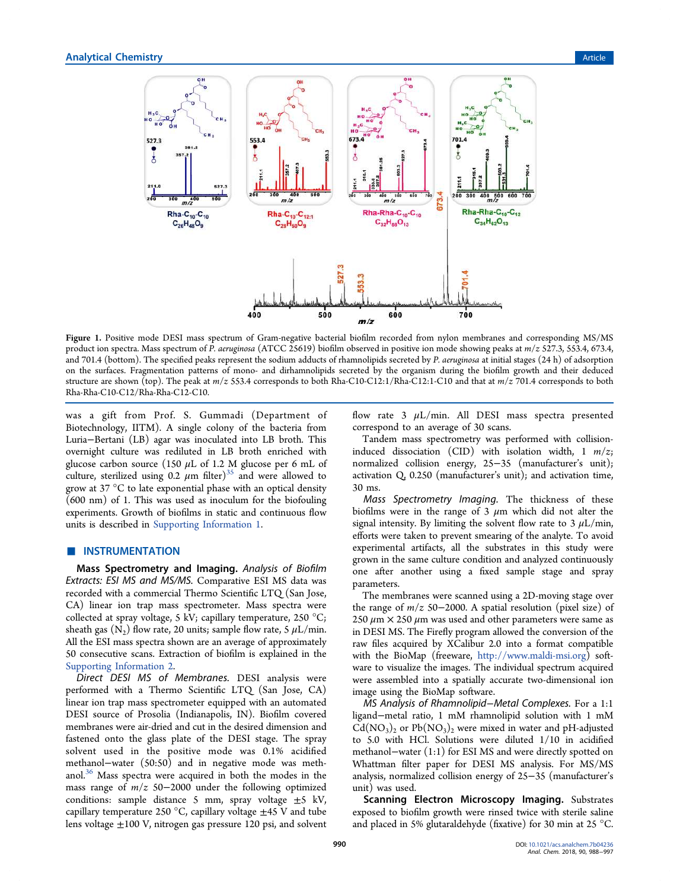Figure 1. Positive mode DESI mass spectrum of Gram-negative bacterial biofilm recorded from nylon membranes and corresponding MS/MS product ion spectra. Mass spectrum of *P. aeruginosa* (ATCC 25619) biofilm observed in positive ion mode showing peaks at $m/z$ 527.3, 553.4, 673.4, and 701.4 (bottom). The specified peaks represent the sodium adducts of rhamnolipids secreted by *P. aeruginosa* at initial stages (24 h) of adsorption on the surfaces. Fragmentation patterns of mono- and dirhamnolipids secreted by the organism during the biofilm growth and their deduced structure are shown (top). The peak at $m/z$ 553.4 corresponds to both Rha-C10-C12:1/Rha-C12:1-C10 and that at $m/z$ 701.4 corresponds to both Rha-Rha-C10-C12/Rha-Rha-C12-C10.

was a gift from Prof. S. Gummadi (Department of Biotechnology, IITM). A single colony of the bacteria from Luria−Bertani (LB) agar was inoculated into LB broth. This overnight culture was rediluted in LB broth enriched with glucose carbon source (150 $\mu$L of 1.2 M glucose per 6 mL of culture, sterilized using 0.2 $\mu$m filter)[35] and were allowed to grow at 37 °C to late exponential phase with an optical density (600 nm) of 1. This was used as inoculum for the biofouling experiments. Growth of biofilms in static and continuous flow units is described in Supporting Information 1.

## ■ INSTRUMENTATION

**Mass Spectrometry and Imaging.** *Analysis of Biofilm Extracts: ESI MS and MS/MS.* Comparative ESI MS data was recorded with a commercial Thermo Scientific LTQ (San Jose, CA) linear ion trap mass spectrometer. Mass spectra were collected at spray voltage, 5 kV; capillary temperature, 250 °C; sheath gas ($N_2$) flow rate, 20 units; sample flow rate, 5 $\mu$L/min. All the ESI mass spectra shown are an average of approximately 50 consecutive scans. Extraction of biofilm is explained in the Supporting Information 2.

*Direct DESI MS of Membranes.* DESI analysis were performed with a Thermo Scientific LTQ (San Jose, CA) linear ion trap mass spectrometer equipped with an automated DESI source of Prosolia (Indianapolis, IN). Biofilm covered membranes were air-dried and cut in the desired dimension and fastened onto the glass plate of the DESI stage. The spray solvent used in the positive mode was 0.1% acidified methanol−water (50:50) and in negative mode was methanol.[36] Mass spectra were acquired in both the modes in the mass range of $m/z$ 50−2000 under the following optimized conditions: sample distance 5 mm, spray voltage ±5 kV, capillary temperature 250 °C, capillary voltage ±45 V and tube lens voltage ±100 V, nitrogen gas pressure 120 psi, and solvent flow rate 3 $\mu$L/min. All DESI mass spectra presented correspond to an average of 30 scans.

Tandem mass spectrometry was performed with collision-induced dissociation (CID) with isolation width, 1 $m/z$; normalized collision energy, 25−35 (manufacturer's unit); activation Q, 0.250 (manufacturer's unit); and activation time, 30 ms.

*Mass Spectrometry Imaging.* The thickness of these biofilms were in the range of 3 $\mu$m which did not alter the signal intensity. By limiting the solvent flow rate to 3 $\mu$L/min, efforts were taken to prevent smearing of the analyte. To avoid experimental artifacts, all the substrates in this study were grown in the same culture condition and analyzed continuously one after another using a fixed sample stage and spray parameters.

The membranes were scanned using a 2D-moving stage over the range of $m/z$ 50−2000. A spatial resolution (pixel size) of 250 $\mu$m × 250 $\mu$m was used and other parameters were same as in DESI MS. The Firefly program allowed the conversion of the raw files acquired by XCalibur 2.0 into a format compatible with the BioMap (freeware, http://www.maldi-msi.org) software to visualize the images. The individual spectrum acquired were assembled into a spatially accurate two-dimensional ion image using the BioMap software.

*MS Analysis of Rhamnolipid−Metal Complexes.* For a 1:1 ligand−metal ratio, 1 mM rhamnolipid solution with 1 mM $Cd(NO_3)_2$ or $Pb(NO_3)_2$ were mixed in water and pH-adjusted to 5.0 with HCl. Solutions were diluted 1/10 in acidified methanol−water (1:1) for ESI MS and were directly spotted on Whattman filter paper for DESI MS analysis. For MS/MS analysis, normalized collision energy of 25−35 (manufacturer's unit) was used.

**Scanning Electron Microscopy Imaging.** Substrates exposed to biofilm growth were rinsed twice with sterile saline and placed in 5% glutaraldehyde (fixative) for 30 min at 25 °C.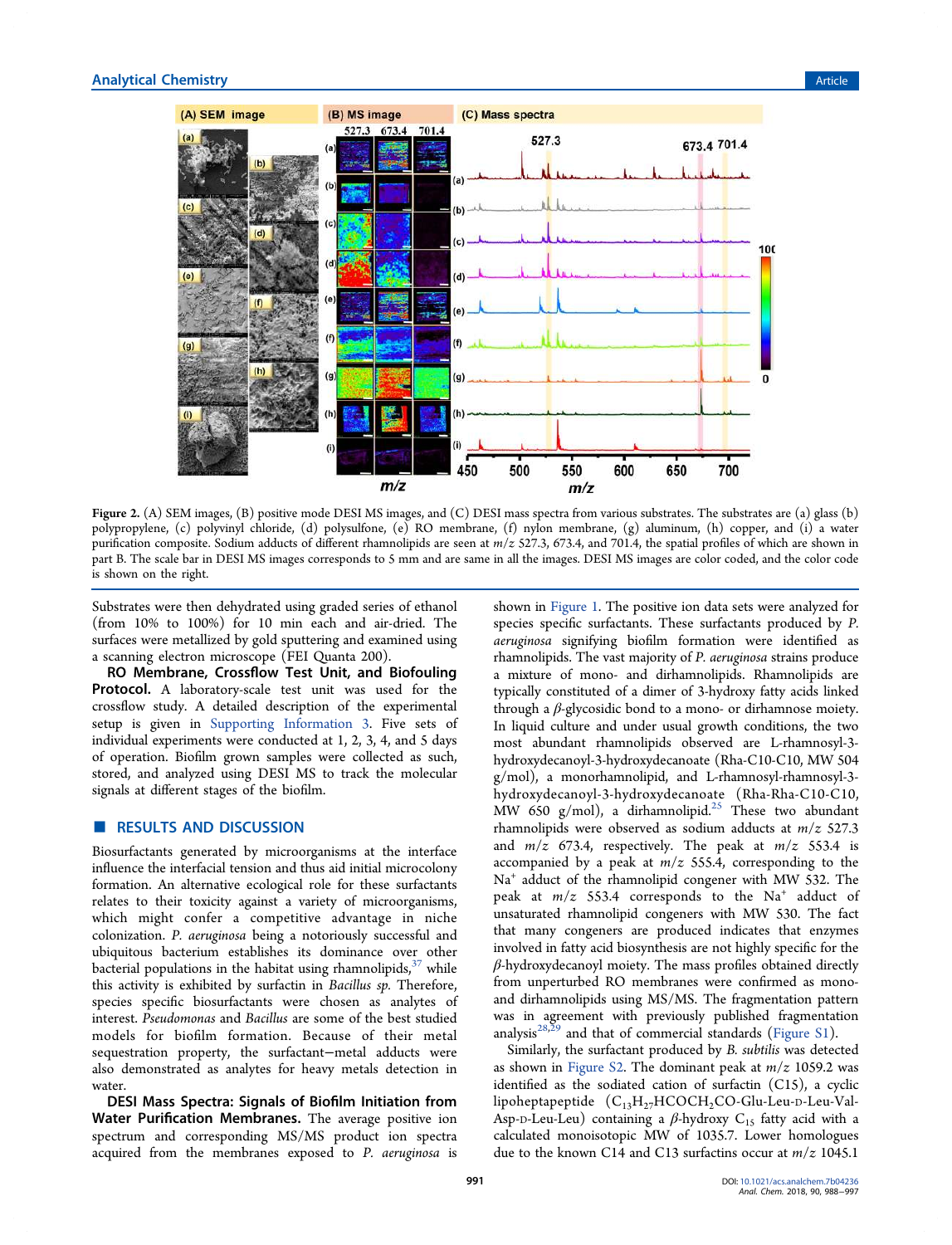**Figure 2.** (A) SEM images, (B) positive mode DESI MS images, and (C) DESI mass spectra from various substrates. The substrates are (a) glass (b) polypropylene, (c) polyvinyl chloride, (d) polysulfone, (e) RO membrane, (f) nylon membrane, (g) aluminum, (h) copper, and (i) a water purification composite. Sodium adducts of different rhamnolipids are seen at *m/z* 527.3, 673.4, and 701.4, the spatial profiles of which are shown in part B. The scale bar in DESI MS images corresponds to 5 mm and are same in all the images. DESI MS images are color coded, and the color code is shown on the right.

Substrates were then dehydrated using graded series of ethanol (from 10% to 100%) for 10 min each and air-dried. The surfaces were metallized by gold sputtering and examined using a scanning electron microscope (FEI Quanta 200).

**RO Membrane, Crossflow Test Unit, and Biofouling Protocol.** A laboratory-scale test unit was used for the crossflow study. A detailed description of the experimental setup is given in Supporting Information 3. Five sets of individual experiments were conducted at 1, 2, 3, 4, and 5 days of operation. Biofilm grown samples were collected as such, stored, and analyzed using DESI MS to track the molecular signals at different stages of the biofilm.

## RESULTS AND DISCUSSION

Biosurfactants generated by microorganisms at the interface influence the interfacial tension and thus aid initial microcolony formation. An alternative ecological role for these surfactants relates to their toxicity against a variety of microorganisms, which might confer a competitive advantage in niche colonization. *P. aeruginosa* being a notoriously successful and ubiquitous bacterium establishes its dominance over other bacterial populations in the habitat using rhamnolipids,[37] while this activity is exhibited by surfactin in *Bacillus sp.* Therefore, species specific biosurfactants were chosen as analytes of interest. *Pseudomonas* and *Bacillus* are some of the best studied models for biofilm formation. Because of their metal sequestration property, the surfactant−metal adducts were also demonstrated as analytes for heavy metals detection in water.

**DESI Mass Spectra: Signals of Biofilm Initiation from Water Purification Membranes.** The average positive ion spectrum and corresponding MS/MS product ion spectra acquired from the membranes exposed to *P. aeruginosa* is shown in Figure 1. The positive ion data sets were analyzed for species specific surfactants. These surfactants produced by *P. aeruginosa* signifying biofilm formation were identified as rhamnolipids. The vast majority of *P. aeruginosa* strains produce a mixture of mono- and dirhamnolipids. Rhamnolipids are typically constituted of a dimer of 3-hydroxy fatty acids linked through a *β*-glycosidic bond to a mono- or dirhamnose moiety. In liquid culture and under usual growth conditions, the two most abundant rhamnolipids observed are L-rhamnosyl-3-hydroxydecanoyl-3-hydroxydecanoate (Rha-C10-C10, MW 504 g/mol), a monorhamnolipid, and L-rhamnosyl-rhamnosyl-3-hydroxydecanoyl-3-hydroxydecanoate (Rha-Rha-C10-C10, MW 650 g/mol), a dirhamnolipid.[25] These two abundant rhamnolipids were observed as sodium adducts at *m/z* 527.3 and *m/z* 673.4, respectively. The peak at *m/z* 553.4 is accompanied by a peak at *m/z* 555.4, corresponding to the $Na^+$ adduct of the rhamnolipid congener with MW 532. The peak at *m/z* 553.4 corresponds to the $Na^+$ adduct of unsaturated rhamnolipid congeners with MW 530. The fact that many congeners are produced indicates that enzymes involved in fatty acid biosynthesis are not highly specific for the *β*-hydroxydecanoyl moiety. The mass profiles obtained directly from unperturbed RO membranes were confirmed as mono- and dirhamnolipids using MS/MS. The fragmentation pattern was in agreement with previously published fragmentation analysis[28,29] and that of commercial standards (Figure S1).

Similarly, the surfactant produced by *B. subtilis* was detected as shown in Figure S2. The dominant peak at *m/z* 1059.2 was identified as the sodiated cation of surfactin (C15), a cyclic lipoheptapeptide ($C_{13}H_{27}HCOCH_2CO$-Glu-Leu-D-Leu-Val-Asp-D-Leu-Leu) containing a *β*-hydroxy $C_{15}$ fatty acid with a calculated monoisotopic MW of 1035.7. Lower homologues due to the known C14 and C13 surfactins occur at *m/z* 1045.1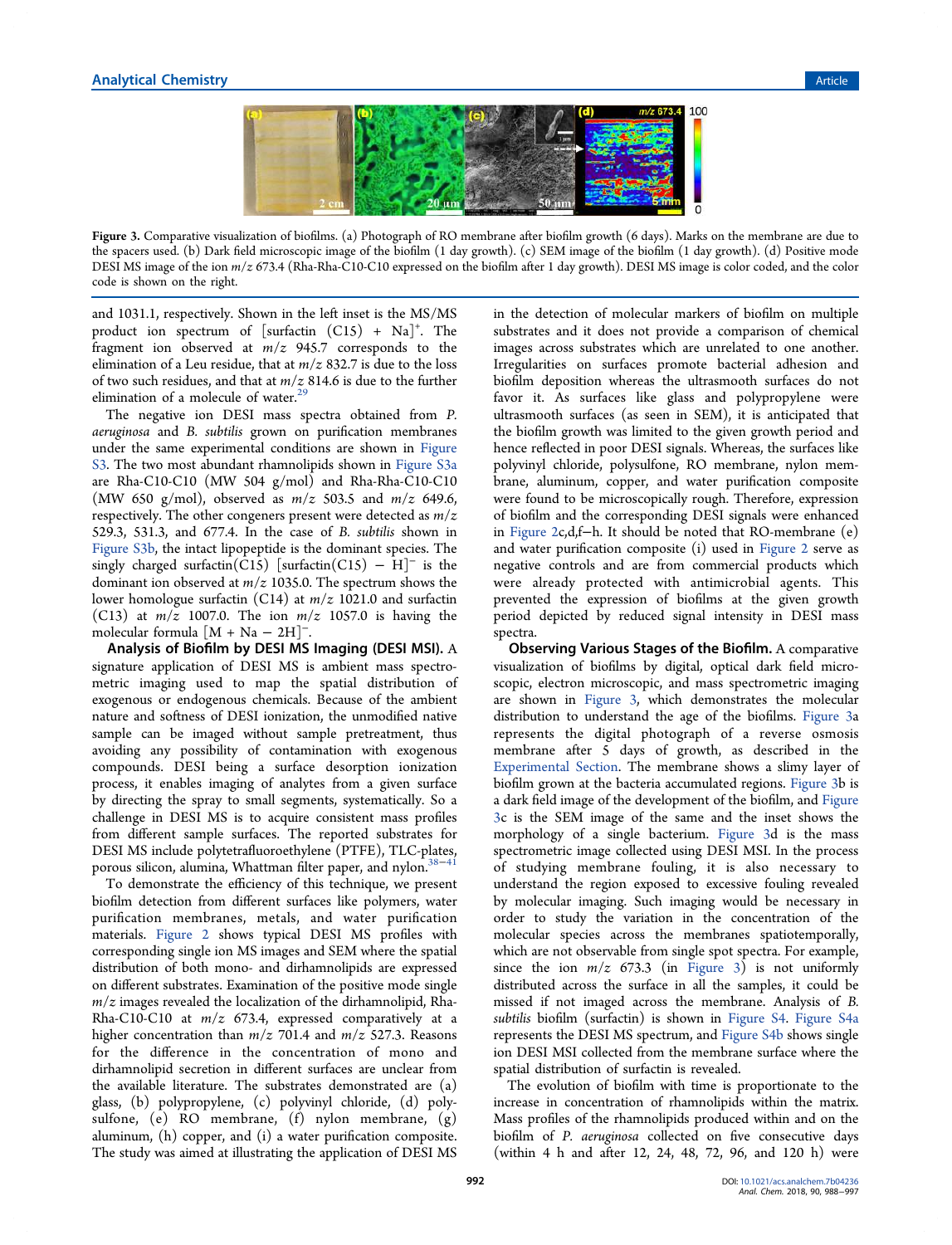Figure 3. Comparative visualization of biofilms. (a) Photograph of RO membrane after biofilm growth (6 days). Marks on the membrane are due to the spacers used. (b) Dark field microscopic image of the biofilm (1 day growth). (c) SEM image of the biofilm (1 day growth). (d) Positive mode DESI MS image of the ion $m/z$ 673.4 (Rha-Rha-C10-C10 expressed on the biofilm after 1 day growth). DESI MS image is color coded, and the color code is shown on the right.

and 1031.1, respectively. Shown in the left inset is the MS/MS product ion spectrum of [surfactin (C15) + Na]$^+$. The fragment ion observed at $m/z$ 945.7 corresponds to the elimination of a Leu residue, that at $m/z$ 832.7 is due to the loss of two such residues, and that at $m/z$ 814.6 is due to the further elimination of a molecule of water.[29]

The negative ion DESI mass spectra obtained from *P. aeruginosa* and *B. subtilis* grown on purification membranes under the same experimental conditions are shown in Figure S3. The two most abundant rhamnolipids shown in Figure S3a are Rha-C10-C10 (MW 504 g/mol) and Rha-Rha-C10-C10 (MW 650 g/mol), observed as $m/z$ 503.5 and $m/z$ 649.6, respectively. The other congeners present were detected as $m/z$ 529.3, 531.3, and 677.4. In the case of *B. subtilis* shown in Figure S3b, the intact lipopeptide is the dominant species. The singly charged surfactin(C15) [surfactin(C15) − H]$^-$ is the dominant ion observed at $m/z$ 1035.0. The spectrum shows the lower homologue surfactin (C14) at $m/z$ 1021.0 and surfactin (C13) at $m/z$ 1007.0. The ion $m/z$ 1057.0 is having the molecular formula [M + Na − 2H]$^-$.

**Analysis of Biofilm by DESI MS Imaging (DESI MSI).** A signature application of DESI MS is ambient mass spectrometric imaging used to map the spatial distribution of exogenous or endogenous chemicals. Because of the ambient nature and softness of DESI ionization, the unmodified native sample can be imaged without sample pretreatment, thus avoiding any possibility of contamination with exogenous compounds. DESI being a surface desorption ionization process, it enables imaging of analytes from a given surface by directing the spray to small segments, systematically. So a challenge in DESI MS is to acquire consistent mass profiles from different sample surfaces. The reported substrates for DESI MS include polytetrafluoroethylene (PTFE), TLC-plates, porous silicon, alumina, Whattman filter paper, and nylon.[38−41]

To demonstrate the efficiency of this technique, we present biofilm detection from different surfaces like polymers, water purification membranes, metals, and water purification materials. Figure 2 shows typical DESI MS profiles with corresponding single ion MS images and SEM where the spatial distribution of both mono- and dirhamnolipids are expressed on different substrates. Examination of the positive mode single $m/z$ images revealed the localization of the dirhamnolipid, Rha-Rha-C10-C10 at $m/z$ 673.4, expressed comparatively at a higher concentration than $m/z$ 701.4 and $m/z$ 527.3. Reasons for the difference in the concentration of mono and dirhamnolipid secretion in different surfaces are unclear from the available literature. The substrates demonstrated are (a) glass, (b) polypropylene, (c) polyvinyl chloride, (d) polysulfone, (e) RO membrane, (f) nylon membrane, (g) aluminum, (h) copper, and (i) a water purification composite. The study was aimed at illustrating the application of DESI MS in the detection of molecular markers of biofilm on multiple substrates and it does not provide a comparison of chemical images across substrates which are unrelated to one another. Irregularities on surfaces promote bacterial adhesion and biofilm deposition whereas the ultrasmooth surfaces do not favor it. As surfaces like glass and polypropylene were ultrasmooth surfaces (as seen in SEM), it is anticipated that the biofilm growth was limited to the given growth period and hence reflected in poor DESI signals. Whereas, the surfaces like polyvinyl chloride, polysulfone, RO membrane, nylon membrane, aluminum, copper, and water purification composite were found to be microscopically rough. Therefore, expression of biofilm and the corresponding DESI signals were enhanced in Figure 2c,d,f−h. It should be noted that RO-membrane (e) and water purification composite (i) used in Figure 2 serve as negative controls and are from commercial products which were already protected with antimicrobial agents. This prevented the expression of biofilms at the given growth period depicted by reduced signal intensity in DESI mass spectra.

**Observing Various Stages of the Biofilm.** A comparative visualization of biofilms by digital, optical dark field microscopic, electron microscopic, and mass spectrometric imaging are shown in Figure 3, which demonstrates the molecular distribution to understand the age of the biofilms. Figure 3a represents the digital photograph of a reverse osmosis membrane after 5 days of growth, as described in the Experimental Section. The membrane shows a slimy layer of biofilm grown at the bacteria accumulated regions. Figure 3b is a dark field image of the development of the biofilm, and Figure 3c is the SEM image of the same and the inset shows the morphology of a single bacterium. Figure 3d is the mass spectrometric image collected using DESI MSI. In the process of studying membrane fouling, it is also necessary to understand the region exposed to excessive fouling revealed by molecular imaging. Such imaging would be necessary in order to study the variation in the concentration of the molecular species across the membranes spatiotemporally, which are not observable from single spot spectra. For example, since the ion $m/z$ 673.3 (in Figure 3) is not uniformly distributed across the surface in all the samples, it could be missed if not imaged across the membrane. Analysis of *B. subtilis* biofilm (surfactin) is shown in Figure S4. Figure S4a represents the DESI MS spectrum, and Figure S4b shows single ion DESI MSI collected from the membrane surface where the spatial distribution of surfactin is revealed.

The evolution of biofilm with time is proportionate to the increase in concentration of rhamnolipids within the matrix. Mass profiles of the rhamnolipids produced with and on the biofilm of *P. aeruginosa* collected on five consecutive days (within 4 h and after 12, 24, 48, 72, 96, and 120 h) were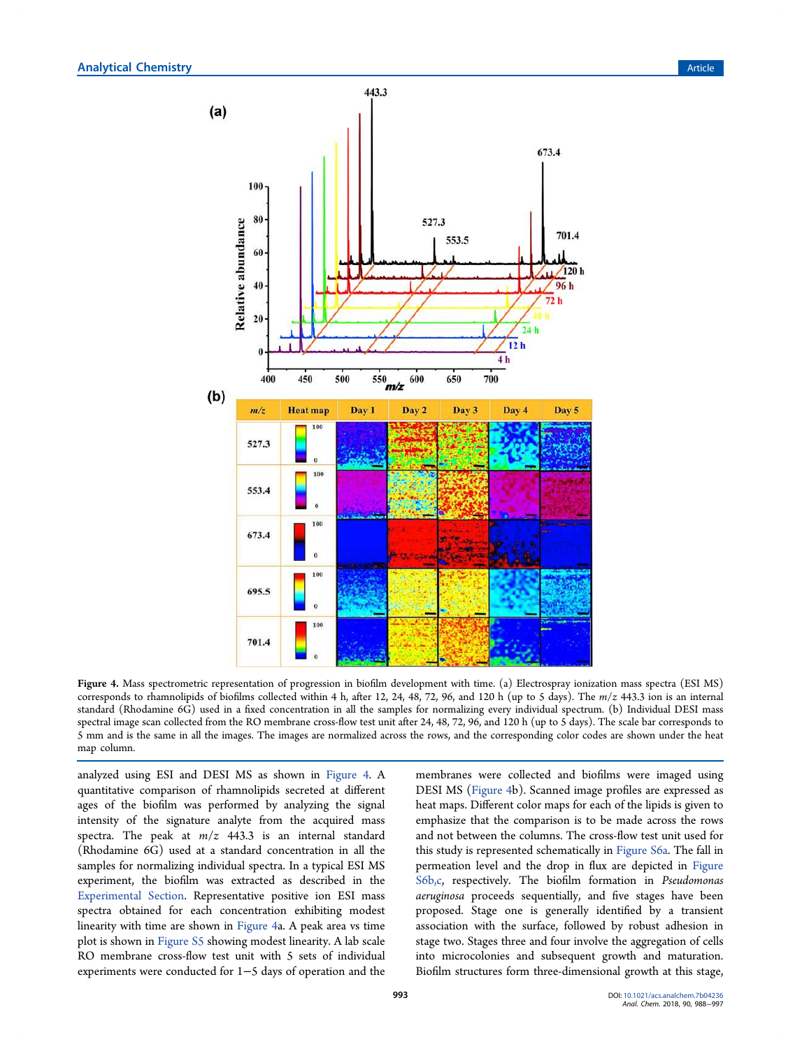Figure 4. Mass spectrometric representation of progression in biofilm development with time. (a) Electrospray ionization mass spectra (ESI MS) corresponds to rhamnolipids of biofilms collected within 4 h, after 12, 24, 48, 72, 96, and 120 h (up to 5 days). The *m/z* 443.3 ion is an internal standard (Rhodamine 6G) used in a fixed concentration in all the samples for normalizing every individual spectrum. (b) Individual DESI mass spectral image scan collected from the RO membrane cross-flow test unit after 24, 48, 72, 96, and 120 h (up to 5 days). The scale bar corresponds to 5 mm and is the same in all the images. The images are normalized across the rows, and the corresponding color codes are shown under the heat map column.

analyzed using ESI and DESI MS as shown in Figure 4. A quantitative comparison of rhamnolipids secreted at different ages of the biofilm was performed by analyzing the signal intensity of the signature analyte from the acquired mass spectra. The peak at *m/z* 443.3 is an internal standard (Rhodamine 6G) used at a standard concentration in all the samples for normalizing individual spectra. In a typical ESI MS experiment, the biofilm was extracted as described in the Experimental Section. Representative positive ion ESI mass spectra obtained for each concentration exhibiting modest linearity with time are shown in Figure 4a. A peak area vs time plot is shown in Figure S5 showing modest linearity. A lab scale RO membrane cross-flow test unit with 5 sets of individual experiments were conducted for 1−5 days of operation and the membranes were collected and biofilms were imaged using DESI MS (Figure 4b). Scanned image profiles are expressed as heat maps. Different color maps for each of the lipids is given to emphasize that the comparison is to be made across the rows and not between the columns. The cross-flow test unit used for this study is represented schematically in Figure S6a. The fall in permeation level and the drop in flux are depicted in Figure S6b,c, respectively. The biofilm formation in *Pseudomonas aeruginosa* proceeds sequentially, and five stages have been proposed. Stage one is generally identified by a transient association with the surface, followed by robust adhesion in stage two. Stages three and four involve the aggregation of cells into microcolonies and subsequent growth and maturation. Biofilm structures form three-dimensional growth at this stage,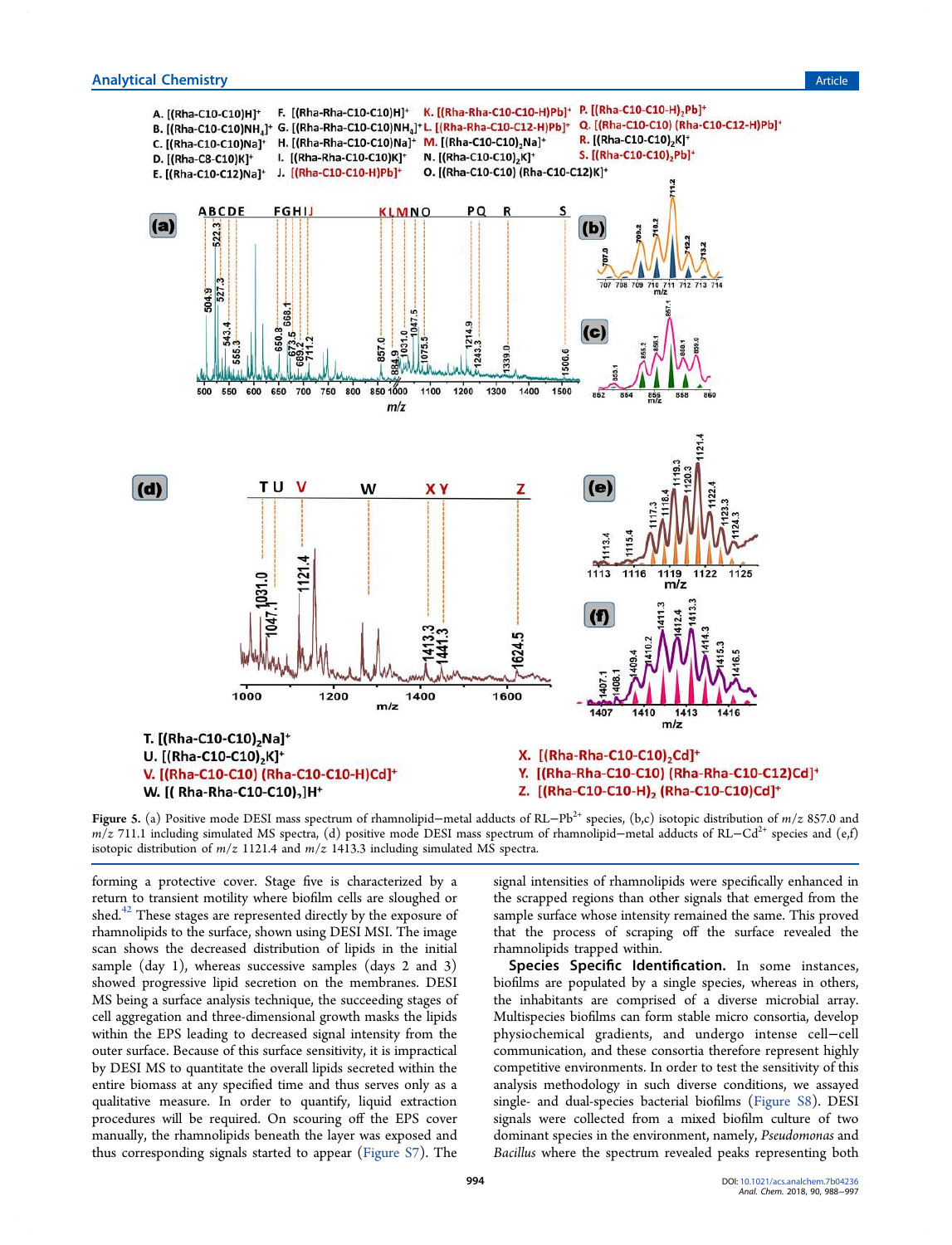Figure 5. (a) Positive mode DESI mass spectrum of rhamnolipid−metal adducts of RL−$Pb^{2+}$ species, (b,c) isotopic distribution of $m/z$ 857.0 and $m/z$ 711.1 including simulated MS spectra, (d) positive mode DESI mass spectrum of rhamnolipid−metal adducts of RL−$Cd^{2+}$ species and (e,f) isotopic distribution of $m/z$ 1121.4 and $m/z$ 1413.3 including simulated MS spectra.

forming a protective cover. Stage five is characterized by a return to transient motility where biofilm cells are sloughed or shed.[42] These stages are represented directly by the exposure of rhamnolipids to the surface, shown using DESI MSI. The image scan shows the decreased distribution of lipids in the initial sample (day 1), whereas successive samples (days 2 and 3) showed progressive lipid secretion on the membranes. DESI MS being a surface analysis technique, the succeeding stages of cell aggregation and three-dimensional growth masks the lipids within the EPS leading to decreased signal intensity from the outer surface. Because of this surface sensitivity, it is impractical by DESI MS to quantitate the overall lipids secreted within the entire biomass at any specified time and thus serves only as a qualitative measure. In order to quantify, liquid extraction procedures will be required. On scouring off the EPS cover manually, the rhamnolipids beneath the layer was exposed and thus corresponding signals started to appear (Figure S7). The signal intensities of rhamnolipids were specifically enhanced in the scrapped regions than other signals that emerged from the sample surface whose intensity remained the same. This proved that the process of scraping off the surface revealed the rhamnolipids trapped within.

**Species Specific Identification.** In some instances, biofilms are populated by a single species, whereas in others, the inhabitants are comprised of a diverse microbial array. Multispecies biofilms can form stable micro consortia, develop physiochemical gradients, and undergo intense cell−cell communication, and these consortia therefore represent highly competitive environments. In order to test the sensitivity of this analysis methodology in such diverse conditions, we assayed single- and dual-species bacterial biofilms (Figure S8). DESI signals were collected from a mixed biofilm culture of two dominant species in the environment, namely, *Pseudomonas* and *Bacillus* where the spectrum revealed peaks representing both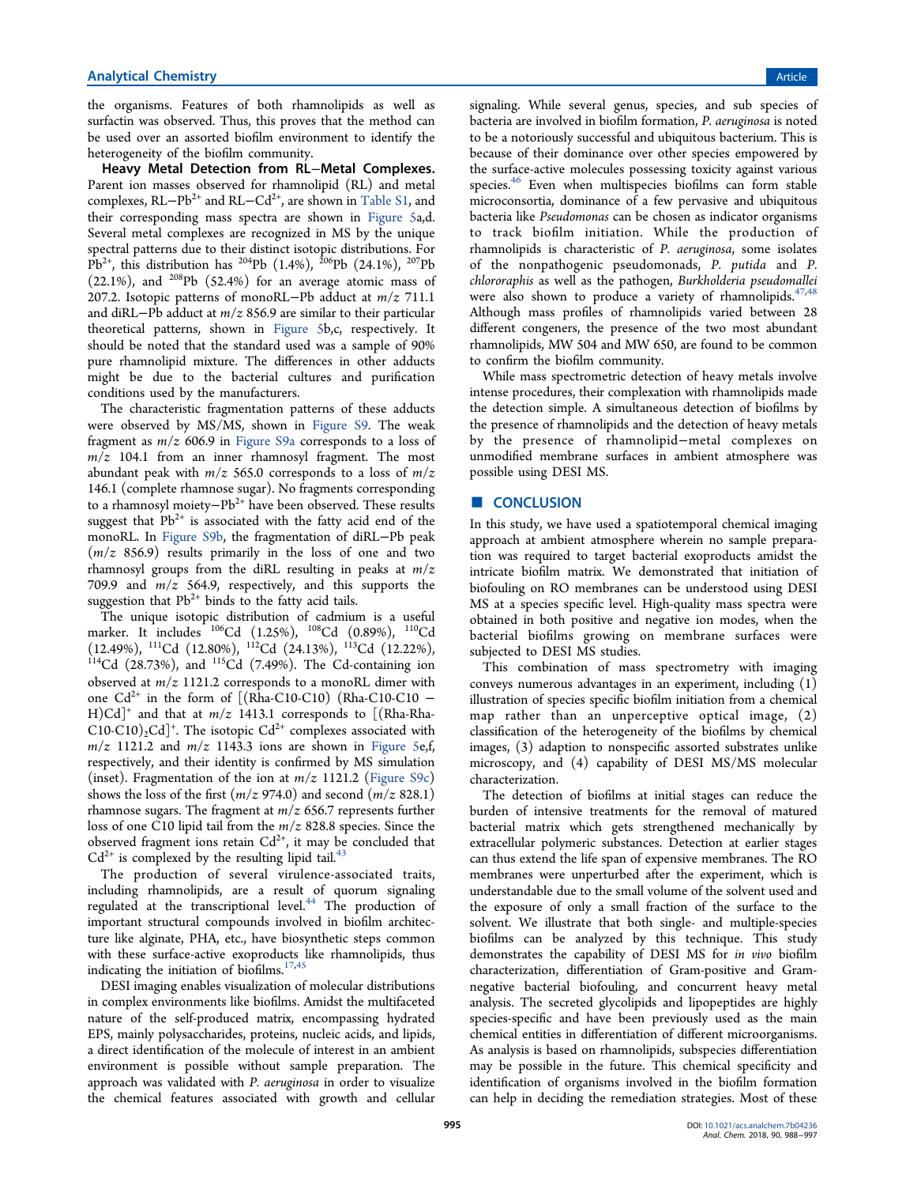the organisms. Features of both rhamnolipids as well as surfactin was observed. Thus, this proves that the method can be used over an assorted biofilm environment to identify the heterogeneity of the biofilm community.

**Heavy Metal Detection from RL–Metal Complexes.** Parent ion masses observed for rhamnolipid (RL) and metal complexes, RL–$Pb^{2+}$ and RL–$Cd^{2+}$, are shown in Table S1, and their corresponding mass spectra are shown in Figure 5a,d. Several metal complexes are recognized in MS by the unique spectral patterns due to their distinct isotopic distributions. For $Pb^{2+}$, this distribution has $^{204}$Pb (1.4%), $^{206}$Pb (24.1%), $^{207}$Pb (22.1%), and $^{208}$Pb (52.4%) for an average atomic mass of 207.2. Isotopic patterns of monoRL–Pb adduct at $m/z$ 711.1 and diRL–Pb adduct at $m/z$ 856.9 are similar to their particular theoretical patterns, shown in Figure 5b,c, respectively. It should be noted that the standard used was a sample of 90% pure rhamnolipid mixture. The differences in other adducts might be due to the bacterial cultures and purification conditions used by the manufacturers.

The characteristic fragmentation patterns of these adducts were observed by MS/MS, shown in Figure S9. The weak fragment as $m/z$ 606.9 in Figure S9a corresponds to a loss of $m/z$ 104.1 from an inner rhamnosyl fragment. The most abundant peak with $m/z$ 565.0 corresponds to a loss of $m/z$ 146.1 (complete rhamnose sugar). No fragments corresponding to a rhamnosyl moiety–$Pb^{2+}$ have been observed. These results suggest that $Pb^{2+}$ is associated with the fatty acid end of the monoRL. In Figure S9b, the fragmentation of diRL–Pb peak ($m/z$ 856.9) results primarily in the loss of one and two rhamnosyl groups from the diRL resulting in peaks at $m/z$ 709.9 and $m/z$ 564.9, respectively, and this supports the suggestion that $Pb^{2+}$ binds to the fatty acid tails.

The unique isotopic distribution of cadmium is a useful marker. It includes $^{106}$Cd (1.25%), $^{108}$Cd (0.89%), $^{110}$Cd (12.49%), $^{111}$Cd (12.80%), $^{112}$Cd (24.13%), $^{113}$Cd (12.22%), $^{114}$Cd (28.73%), and $^{115}$Cd (7.49%). The Cd-containing ion observed at $m/z$ 1121.2 corresponds to a monoRL dimer with one $Cd^{2+}$ in the form of [(Rha-C10-C10) (Rha-C10-C10 − H)Cd]$^+$ and that at $m/z$ 1413.1 corresponds to [(Rha-Rha-C10-C10)$_2$Cd]$^+$. The isotopic $Cd^{2+}$ complexes associated with $m/z$ 1121.2 and $m/z$ 1143.3 ions are shown in Figure 5e,f, respectively, and their identity is confirmed by MS simulation (inset). Fragmentation of the ion at $m/z$ 1121.2 (Figure S9c) shows the loss of the first ($m/z$ 974.0) and second ($m/z$ 828.1) rhamnose sugars. The fragment at $m/z$ 656.7 represents further loss of one C10 lipid tail from the $m/z$ 828.8 species. Since the observed fragment ions retain $Cd^{2+}$, it may be concluded that $Cd^{2+}$ is complexed by the resulting lipid tail.[43]

The production of several virulence-associated traits, including rhamnolipids, are a result of quorum signaling regulated at the transcriptional level.[44] The production of important structural compounds involved in biofilm architecture like alginate, PHA, etc., have biosynthetic steps common with these surface-active exoproducts like rhamnolipids, thus indicating the initiation of biofilms.[17,45]

DESI imaging enables visualization of molecular distributions in complex environments like biofilms. Amidst the multifaceted nature of the self-produced matrix, encompassing hydrated EPS, mainly polysaccharides, proteins, nucleic acids, and lipids, a direct identification of the molecule of interest in an ambient environment is possible without sample preparation. The approach was validated with *P. aeruginosa* in order to visualize the chemical features associated with growth and cellular signaling. While several genus, species, and sub species of bacteria are involved in biofilm formation, *P. aeruginosa* is noted to be a notoriously successful and ubiquitous bacterium. This is because of their dominance over other species empowered by the surface-active molecules possessing toxicity against various species.[46] Even when multispecies biofilms can form stable microconsortia, dominance of a few pervasive and ubiquitous bacteria like *Pseudomonas* can be chosen as indicator organisms to track biofilm initiation. While the production of rhamnolipids is characteristic of *P. aeruginosa*, some isolates of the nonpathogenic pseudomonads, *P. putida* and *P. chlororaphis* as well as the pathogen, *Burkholderia pseudomallei* were also shown to produce a variety of rhamnolipids.[47,48] Although mass profiles of rhamnolipids varied between 28 different congeners, the presence of the two most abundant rhamnolipids, MW 504 and MW 650, are found to be common to confirm the biofilm community.

While mass spectrometric detection of heavy metals involve intense procedures, their complexation with rhamnolipids made the detection simple. A simultaneous detection of biofilms by the presence of rhamnolipids and the detection of heavy metals by the presence of rhamnolipid–metal complexes on unmodified membrane surfaces in ambient atmosphere was possible using DESI MS.

## CONCLUSION

In this study, we have used a spatiotemporal chemical imaging approach at ambient atmosphere wherein no sample preparation was required to target bacterial exoproducts amidst the intricate biofilm matrix. We demonstrated that initiation of biofouling on RO membranes can be understood using DESI MS at a species specific level. High-quality mass spectra were obtained in both positive and negative ion modes, when the bacterial biofilms growing on membrane surfaces were subjected to DESI MS studies.

This combination of mass spectrometry with imaging conveys numerous advantages in an experiment, including (1) illustration of species specific biofilm initiation from a chemical map rather than an unperceptive optical image, (2) classification of the heterogeneity of the biofilms by chemical images, (3) adaption to nonspecific assorted substrates unlike microscopy, and (4) capability of DESI MS/MS molecular characterization.

The detection of biofilms at initial stages can reduce the burden of intensive treatments for the removal of matured bacterial matrix which gets strengthened mechanically by extracellular polymeric substances. Detection at earlier stages can thus extend the life span of expensive membranes. The RO membranes were unperturbed after the experiment, which is understandable due to the small volume of the solvent used and the exposure of only a small fraction of the surface to the solvent. We illustrate that both single- and multiple-species biofilms can be analyzed by this technique. This study demonstrates the capability of DESI MS for *in vivo* biofilm characterization, differentiation of Gram-positive and Gram-negative bacterial biofouling, and concurrent heavy metal analysis. The secreted glycolipids and lipopeptides are highly species-specific and have been previously used as the main chemical entities in differentiation of different microorganisms. As analysis is based on rhamnolipids, subspecies differentiation may be possible in the future. This chemical specificity and identification of organisms involved in the biofilm formation can help in deciding the remediation strategies. Most of these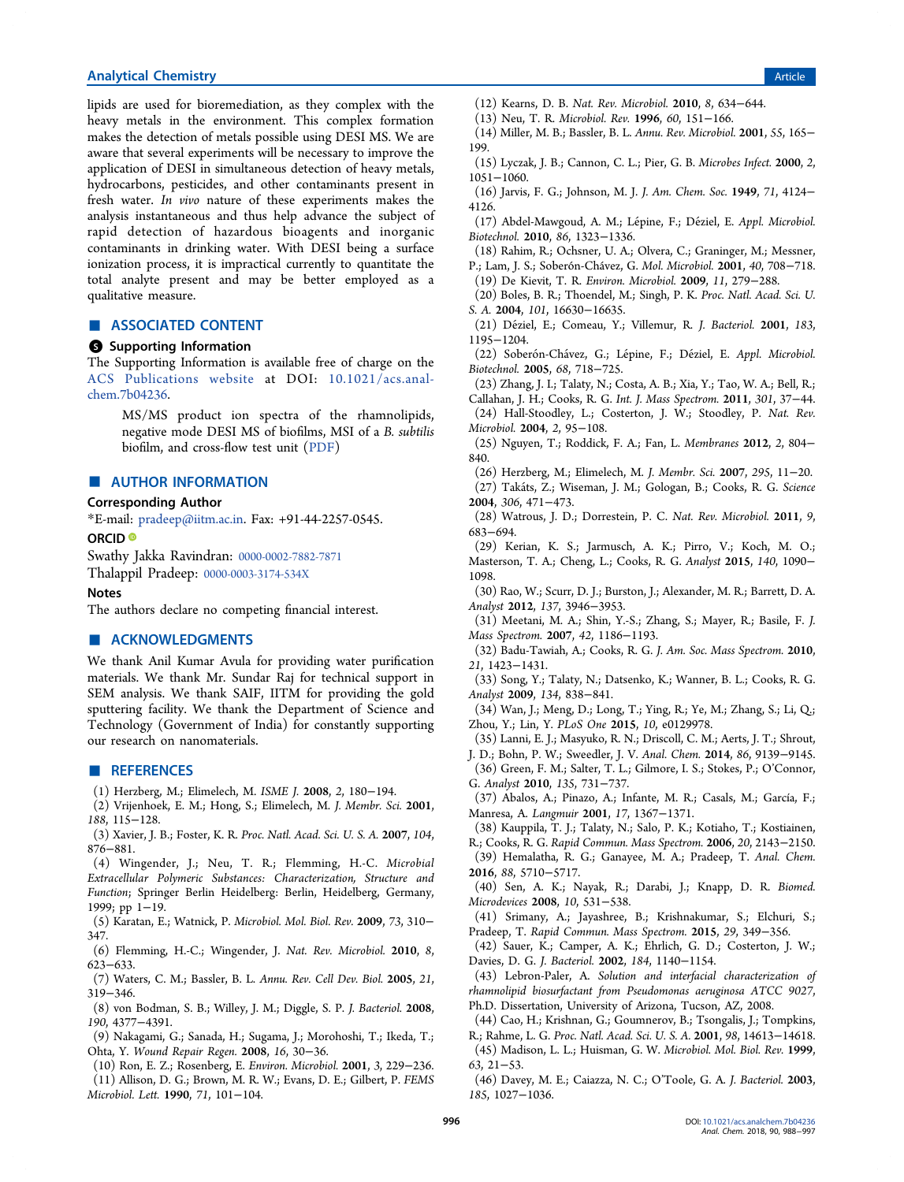lipids are used for bioremediation, as they complex with the heavy metals in the environment. This complex formation makes the detection of metals possible using DESI MS. We are aware that several experiments will be necessary to improve the application of DESI in simultaneous detection of heavy metals, hydrocarbons, pesticides, and other contaminants present in fresh water. *In vivo* nature of these experiments makes the analysis instantaneous and thus help advance the subject of rapid detection of hazardous bioagents and inorganic contaminants in drinking water. With DESI being a surface ionization process, it is impractical currently to quantitate the total analyte present and may be better employed as a qualitative measure.

## ■ ASSOCIATED CONTENT

### Supporting Information

The Supporting Information is available free of charge on the ACS Publications website at DOI: 10.1021/acs.analchem.7b04236.

> MS/MS product ion spectra of the rhamnolipids, negative mode DESI MS of biofilms, MSI of a *B. subtilis* biofilm, and cross-flow test unit (PDF)

## ■ AUTHOR INFORMATION

### Corresponding Author

*E-mail: pradeep@iitm.ac.in. Fax: +91-44-2257-0545.

### ORCID

Swathy Jakka Ravindran: 0000-0002-7882-7871

Thalappil Pradeep: 0000-0003-3174-534X

### Notes

The authors declare no competing financial interest.

## ■ ACKNOWLEDGMENTS

We thank Anil Kumar Avula for providing water purification materials. We thank Mr. Sundar Raj for technical support in SEM analysis. We thank SAIF, IITM for providing the gold sputtering facility. We thank the Department of Science and Technology (Government of India) for constantly supporting our research on nanomaterials.

## ■ REFERENCES

(1) Herzberg, M.; Elimelech, M. *ISME J.* **2008**, *2*, 180−194.
(2) Vrijenhoek, E. M.; Hong, S.; Elimelech, M. *J. Membr. Sci.* **2001**, *188*, 115−128.
(3) Xavier, J. B.; Foster, K. R. *Proc. Natl. Acad. Sci. U. S. A.* **2007**, *104*, 876−881.
(4) Wingender, J.; Neu, T. R.; Flemming, H.-C. *Microbial Extracellular Polymeric Substances: Characterization, Structure and Function*; Springer Berlin Heidelberg: Berlin, Heidelberg, Germany, 1999; pp 1−19.
(5) Karatan, E.; Watnick, P. *Microbiol. Mol. Biol. Rev.* **2009**, *73*, 310−347.
(6) Flemming, H.-C.; Wingender, J. *Nat. Rev. Microbiol.* **2010**, *8*, 623−633.
(7) Waters, C. M.; Bassler, B. L. *Annu. Rev. Cell Dev. Biol.* **2005**, *21*, 319−346.
(8) von Bodman, S. B.; Willey, J. M.; Diggle, S. P. *J. Bacteriol.* **2008**, *190*, 4377−4391.
(9) Nakagami, G.; Sanada, H.; Sugama, J.; Morohoshi, T.; Ikeda, T.; Ohta, Y. *Wound Repair Regen.* **2008**, *16*, 30−36.
(10) Ron, E. Z.; Rosenberg, E. *Environ. Microbiol.* **2001**, *3*, 229−236.
(11) Allison, D. G.; Brown, M. R. W.; Evans, D. E.; Gilbert, P. *FEMS Microbiol. Lett.* **1990**, *71*, 101−104.
(12) Kearns, D. B. *Nat. Rev. Microbiol.* **2010**, *8*, 634−644.
(13) Neu, T. R. *Microbiol. Rev.* **1996**, *60*, 151−166.
(14) Miller, M. B.; Bassler, B. L. *Annu. Rev. Microbiol.* **2001**, *55*, 165−199.
(15) Lyczak, J. B.; Cannon, C. L.; Pier, G. B. *Microbes Infect.* **2000**, *2*, 1051−1060.
(16) Jarvis, F. G.; Johnson, M. J. *J. Am. Chem. Soc.* **1949**, *71*, 4124−4126.
(17) Abdel-Mawgoud, A. M.; Lépine, F.; Déziel, E. *Appl. Microbiol. Biotechnol.* **2010**, *86*, 1323−1336.
(18) Rahim, R.; Ochsner, U. A.; Olvera, C.; Graninger, M.; Messner, P.; Lam, J. S.; Soberón-Chávez, G. *Mol. Microbiol.* **2001**, *40*, 708−718.
(19) De Kievit, T. R. *Environ. Microbiol.* **2009**, *11*, 279−288.
(20) Boles, B. R.; Thoendel, M.; Singh, P. K. *Proc. Natl. Acad. Sci. U. S. A.* **2004**, *101*, 16630−16635.
(21) Déziel, E.; Comeau, Y.; Villemur, R. *J. Bacteriol.* **2001**, *183*, 1195−1204.
(22) Soberón-Chávez, G.; Lépine, F.; Déziel, E. *Appl. Microbiol. Biotechnol.* **2005**, *68*, 718−725.
(23) Zhang, J. I.; Talaty, N.; Costa, A. B.; Xia, Y.; Tao, W. A.; Bell, R.; Callahan, J. H.; Cooks, R. G. *Int. J. Mass Spectrom.* **2011**, *301*, 37−44.
(24) Hall-Stoodley, L.; Costerton, J. W.; Stoodley, P. *Nat. Rev. Microbiol.* **2004**, *2*, 95−108.
(25) Nguyen, T.; Roddick, F. A.; Fan, L. *Membranes* **2012**, *2*, 804−840.
(26) Herzberg, M.; Elimelech, M. *J. Membr. Sci.* **2007**, *295*, 11−20.
(27) Takáts, Z.; Wiseman, J. M.; Gologan, B.; Cooks, R. G. *Science* **2004**, *306*, 471−473.
(28) Watrous, J. D.; Dorrestein, P. C. *Nat. Rev. Microbiol.* **2011**, *9*, 683−694.
(29) Kerian, K. S.; Jarmusch, A. K.; Pirro, V.; Koch, M. O.; Masterson, T. A.; Cheng, L.; Cooks, R. G. *Analyst* **2015**, *140*, 1090−1098.
(30) Rao, W.; Scurr, D. J.; Burston, J.; Alexander, M. R.; Barrett, D. A. *Analyst* **2012**, *137*, 3946−3953.
(31) Meetani, M. A.; Shin, Y.-S.; Zhang, S.; Mayer, R.; Basile, F. *J. Mass Spectrom.* **2007**, *42*, 1186−1193.
(32) Badu-Tawiah, A.; Cooks, R. G. *J. Am. Soc. Mass Spectrom.* **2010**, *21*, 1423−1431.
(33) Song, Y.; Talaty, N.; Datsenko, K.; Wanner, B. L.; Cooks, R. G. *Analyst* **2009**, *134*, 838−841.
(34) Wan, J.; Meng, D.; Long, T.; Ying, R.; Ye, M.; Zhang, S.; Li, Q.; Zhou, Y.; Lin, Y. *PLoS One* **2015**, *10*, e0129978.
(35) Lanni, E. J.; Masyuko, R. N.; Driscoll, C. M.; Aerts, J. T.; Shrout, J. D.; Bohn, P. W.; Sweedler, J. V. *Anal. Chem.* **2014**, *86*, 9139−9145.
(36) Green, F. M.; Salter, T. L.; Gilmore, I. S.; Stokes, P.; O'Connor, G. *Analyst* **2010**, *135*, 731−737.
(37) Abalos, A.; Pinazo, A.; Infante, M. R.; Casals, M.; García, F.; Manresa, A. *Langmuir* **2001**, *17*, 1367−1371.
(38) Kauppila, T. J.; Talaty, N.; Salo, P. K.; Kotiaho, T.; Kostiainen, R.; Cooks, R. G. *Rapid Commun. Mass Spectrom.* **2006**, *20*, 2143−2150.
(39) Hemalatha, R. G.; Ganayee, M. A.; Pradeep, T. *Anal. Chem.* **2016**, *88*, 5710−5717.
(40) Sen, A. K.; Nayak, R.; Darabi, J.; Knapp, D. R. *Biomed. Microdevices* **2008**, *10*, 531−538.
(41) Srimany, A.; Jayashree, B.; Krishnakumar, S.; Elchuri, S.; Pradeep, T. *Rapid Commun. Mass Spectrom.* **2015**, *29*, 349−356.
(42) Sauer, K.; Camper, A. K.; Ehrlich, G. D.; Costerton, J. W.; Davies, D. G. *J. Bacteriol.* **2002**, *184*, 1140−1154.
(43) Lebron-Paler, A. *Solution and interfacial characterization of rhamnolipid biosurfactant from Pseudomonas aeruginosa ATCC 9027*, Ph.D. Dissertation, University of Arizona, Tucson, AZ, 2008.
(44) Cao, H.; Krishnan, G.; Goumnerov, B.; Tsongalis, J.; Tompkins, R.; Rahme, L. G. *Proc. Natl. Acad. Sci. U. S. A.* **2001**, *98*, 14613−14618.
(45) Madison, L. L.; Huisman, G. W. *Microbiol. Mol. Biol. Rev.* **1999**, *63*, 21−53.
(46) Davey, M. E.; Caiazza, N. C.; O'Toole, G. A. *J. Bacteriol.* **2003**, *185*, 1027−1036.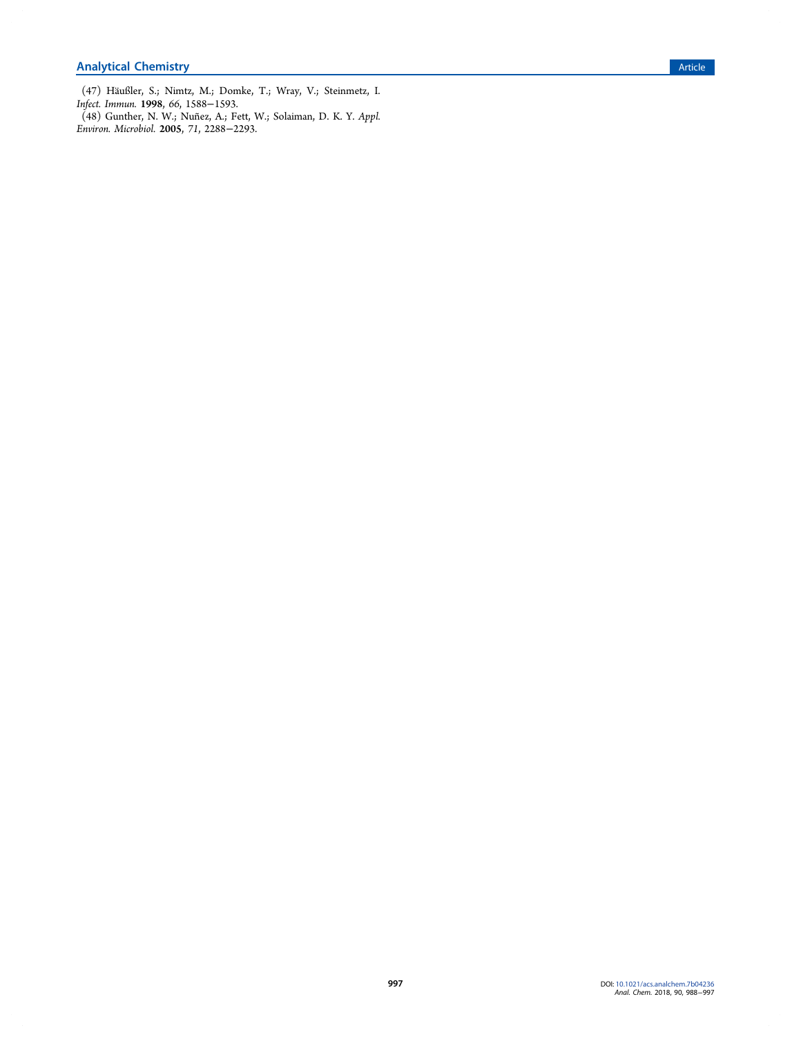(47) Häußler, S.; Nimtz, M.; Domke, T.; Wray, V.; Steinmetz, I. *Infect. Immun.* **1998**, *66*, 1588−1593.

(48) Gunther, N. W.; Nuñez, A.; Fett, W.; Solaiman, D. K. Y. *Appl. Environ. Microbiol.* **2005**, *71*, 2288−2293.